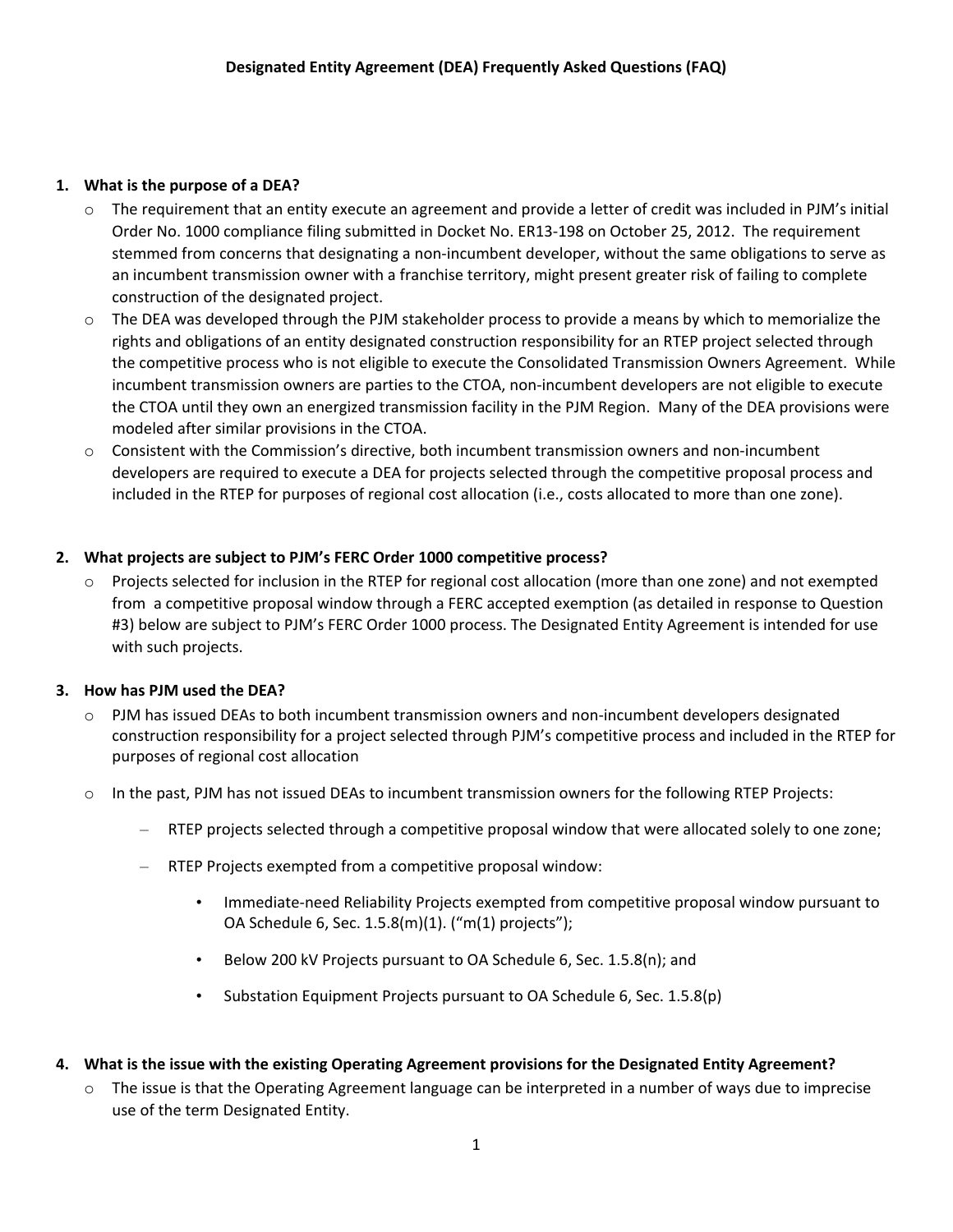# Designated Entity Agreement (DEA) Frequently Asked Questions (FAQ)

**1. What is the purpose of a DEA?**

- The requirement that an entity execute an agreement and provide a letter of credit was included in PJM's initial Order No. 1000 compliance filing submitted in Docket No. ER13-198 on October 25, 2012. The requirement stemmed from concerns that designating a non-incumbent developer, without the same obligations to serve as an incumbent transmission owner with a franchise territory, might present greater risk of failing to complete construction of the designated project.
- The DEA was developed through the PJM stakeholder process to provide a means by which to memorialize the rights and obligations of an entity designated construction responsibility for an RTEP project selected through the competitive process who is not eligible to execute the Consolidated Transmission Owners Agreement. While incumbent transmission owners are parties to the CTOA, non-incumbent developers are not eligible to execute the CTOA until they own an energized transmission facility in the PJM Region. Many of the DEA provisions were modeled after similar provisions in the CTOA.
- Consistent with the Commission's directive, both incumbent transmission owners and non-incumbent developers are required to execute a DEA for projects selected through the competitive proposal process and included in the RTEP for purposes of regional cost allocation (i.e., costs allocated to more than one zone).

**2. What projects are subject to PJM's FERC Order 1000 competitive process?**

- Projects selected for inclusion in the RTEP for regional cost allocation (more than one zone) and not exempted from a competitive proposal window through a FERC accepted exemption (as detailed in response to Question #3) below are subject to PJM's FERC Order 1000 process. The Designated Entity Agreement is intended for use with such projects.

**3. How has PJM used the DEA?**

- PJM has issued DEAs to both incumbent transmission owners and non-incumbent developers designated construction responsibility for a project selected through PJM's competitive process and included in the RTEP for purposes of regional cost allocation
- In the past, PJM has not issued DEAs to incumbent transmission owners for the following RTEP Projects:
  - RTEP projects selected through a competitive proposal window that were allocated solely to one zone;
  - RTEP Projects exempted from a competitive proposal window:
    - Immediate-need Reliability Projects exempted from competitive proposal window pursuant to OA Schedule 6, Sec. 1.5.8(m)(1). ("m(1) projects");
    - Below 200 kV Projects pursuant to OA Schedule 6, Sec. 1.5.8(n); and
    - Substation Equipment Projects pursuant to OA Schedule 6, Sec. 1.5.8(p)

**4. What is the issue with the existing Operating Agreement provisions for the Designated Entity Agreement?**

- The issue is that the Operating Agreement language can be interpreted in a number of ways due to imprecise use of the term Designated Entity.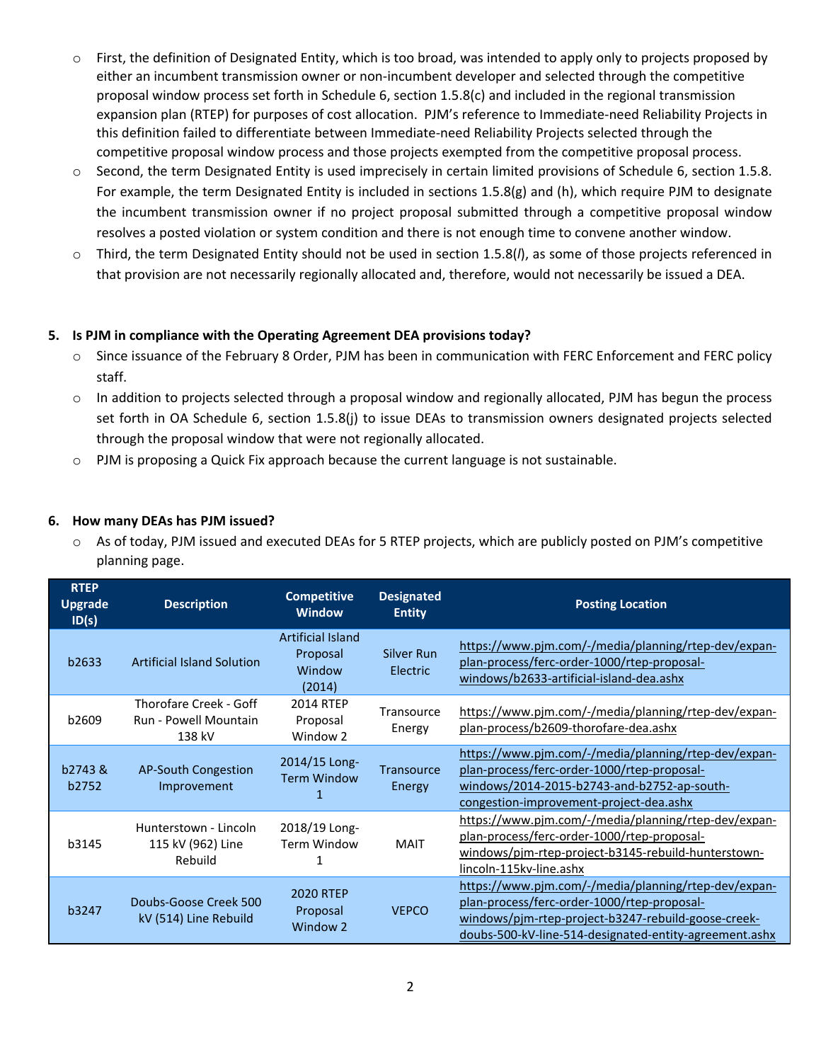- First, the definition of Designated Entity, which is too broad, was intended to apply only to projects proposed by either an incumbent transmission owner or non-incumbent developer and selected through the competitive proposal window process set forth in Schedule 6, section 1.5.8(c) and included in the regional transmission expansion plan (RTEP) for purposes of cost allocation. PJM's reference to Immediate-need Reliability Projects in this definition failed to differentiate between Immediate-need Reliability Projects selected through the competitive proposal window process and those projects exempted from the competitive proposal process.
- Second, the term Designated Entity is used imprecisely in certain limited provisions of Schedule 6, section 1.5.8. For example, the term Designated Entity is included in sections 1.5.8(g) and (h), which require PJM to designate the incumbent transmission owner if no project proposal submitted through a competitive proposal window resolves a posted violation or system condition and there is not enough time to convene another window.
- Third, the term Designated Entity should not be used in section 1.5.8(*l*), as some of those projects referenced in that provision are not necessarily regionally allocated and, therefore, would not necessarily be issued a DEA.

**5. Is PJM in compliance with the Operating Agreement DEA provisions today?**

- Since issuance of the February 8 Order, PJM has been in communication with FERC Enforcement and FERC policy staff.
- In addition to projects selected through a proposal window and regionally allocated, PJM has begun the process set forth in OA Schedule 6, section 1.5.8(j) to issue DEAs to transmission owners designated projects selected through the proposal window that were not regionally allocated.
- PJM is proposing a Quick Fix approach because the current language is not sustainable.

**6. How many DEAs has PJM issued?**

- As of today, PJM issued and executed DEAs for 5 RTEP projects, which are publicly posted on PJM's competitive planning page.

| RTEP Upgrade ID(s) | Description | Competitive Window | Designated Entity | Posting Location |
|---|---|---|---|---|
| b2633 | Artificial Island Solution | Artificial Island Proposal Window (2014) | Silver Run Electric | https://www.pjm.com/-/media/planning/rtep-dev/expan-plan-process/ferc-order-1000/rtep-proposal-windows/b2633-artificial-island-dea.ashx |
| b2609 | Thorofare Creek - Goff Run - Powell Mountain 138 kV | 2014 RTEP Proposal Window 2 | Transource Energy | https://www.pjm.com/-/media/planning/rtep-dev/expan-plan-process/b2609-thorofare-dea.ashx |
| b2743 & b2752 | AP-South Congestion Improvement | 2014/15 Long-Term Window 1 | Transource Energy | https://www.pjm.com/-/media/planning/rtep-dev/expan-plan-process/ferc-order-1000/rtep-proposal-windows/2014-2015-b2743-and-b2752-ap-south-congestion-improvement-project-dea.ashx |
| b3145 | Hunterstown - Lincoln 115 kV (962) Line Rebuild | 2018/19 Long-Term Window 1 | MAIT | https://www.pjm.com/-/media/planning/rtep-dev/expan-plan-process/ferc-order-1000/rtep-proposal-windows/pjm-rtep-project-b3145-rebuild-hunterstown-lincoln-115kv-line.ashx |
| b3247 | Doubs-Goose Creek 500 kV (514) Line Rebuild | 2020 RTEP Proposal Window 2 | VEPCO | https://www.pjm.com/-/media/planning/rtep-dev/expan-plan-process/ferc-order-1000/rtep-proposal-windows/pjm-rtep-project-b3247-rebuild-goose-creek-doubs-500-kV-line-514-designated-entity-agreement.ashx |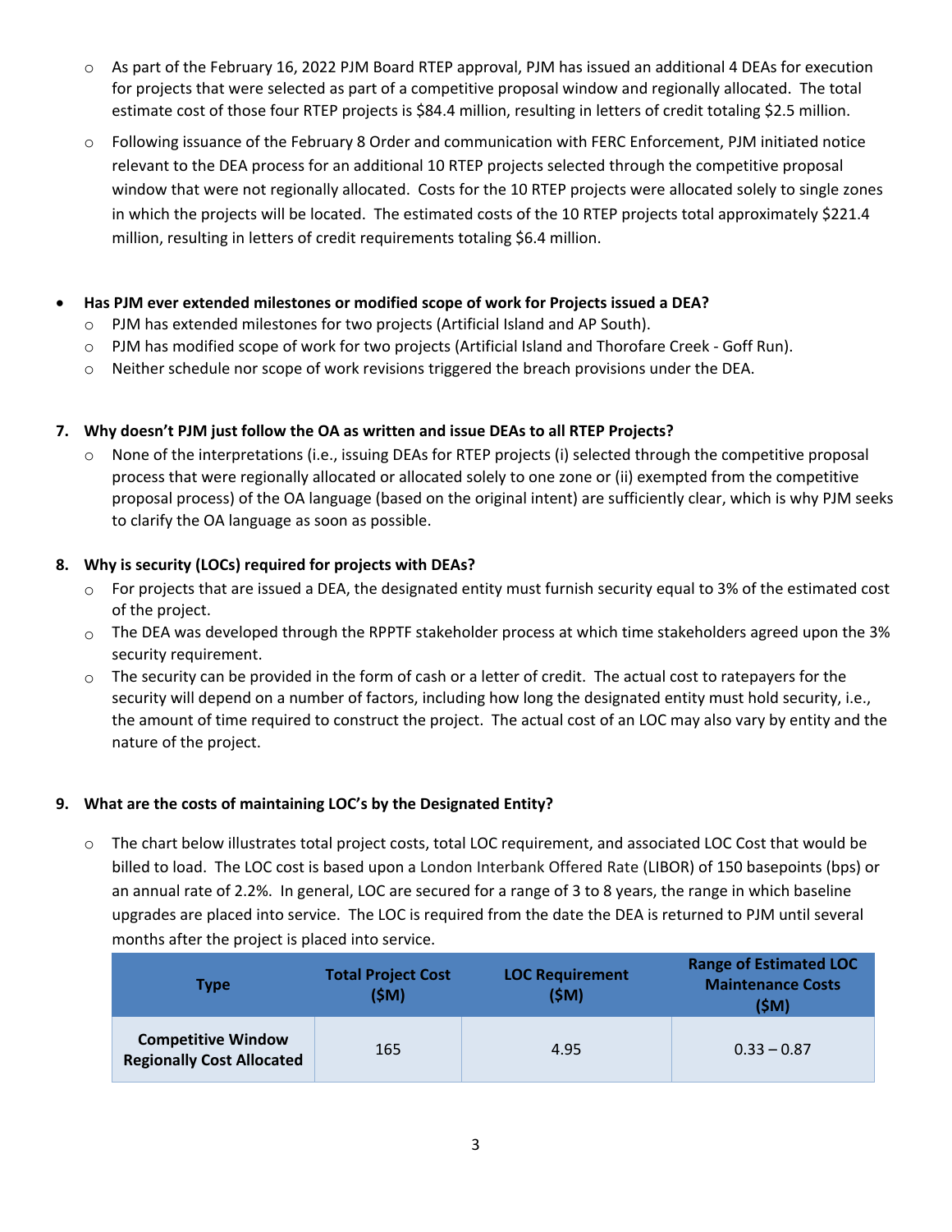- As part of the February 16, 2022 PJM Board RTEP approval, PJM has issued an additional 4 DEAs for execution for projects that were selected as part of a competitive proposal window and regionally allocated. The total estimate cost of those four RTEP projects is $84.4 million, resulting in letters of credit totaling $2.5 million.
- Following issuance of the February 8 Order and communication with FERC Enforcement, PJM initiated notice relevant to the DEA process for an additional 10 RTEP projects selected through the competitive proposal window that were not regionally allocated. Costs for the 10 RTEP projects were allocated solely to single zones in which the projects will be located. The estimated costs of the 10 RTEP projects total approximately $221.4 million, resulting in letters of credit requirements totaling $6.4 million.

- **Has PJM ever extended milestones or modified scope of work for Projects issued a DEA?**
  - PJM has extended milestones for two projects (Artificial Island and AP South).
  - PJM has modified scope of work for two projects (Artificial Island and Thorofare Creek - Goff Run).
  - Neither schedule nor scope of work revisions triggered the breach provisions under the DEA.

**7. Why doesn't PJM just follow the OA as written and issue DEAs to all RTEP Projects?**

- None of the interpretations (i.e., issuing DEAs for RTEP projects (i) selected through the competitive proposal process that were regionally allocated or allocated solely to one zone or (ii) exempted from the competitive proposal process) of the OA language (based on the original intent) are sufficiently clear, which is why PJM seeks to clarify the OA language as soon as possible.

**8. Why is security (LOCs) required for projects with DEAs?**

- For projects that are issued a DEA, the designated entity must furnish security equal to 3% of the estimated cost of the project.
- The DEA was developed through the RPPTF stakeholder process at which time stakeholders agreed upon the 3% security requirement.
- The security can be provided in the form of cash or a letter of credit. The actual cost to ratepayers for the security will depend on a number of factors, including how long the designated entity must hold security, i.e., the amount of time required to construct the project. The actual cost of an LOC may also vary by entity and the nature of the project.

**9. What are the costs of maintaining LOC's by the Designated Entity?**

- The chart below illustrates total project costs, total LOC requirement, and associated LOC Cost that would be billed to load. The LOC cost is based upon a London Interbank Offered Rate (LIBOR) of 150 basepoints (bps) or an annual rate of 2.2%. In general, LOC are secured for a range of 3 to 8 years, the range in which baseline upgrades are placed into service. The LOC is required from the date the DEA is returned to PJM until several months after the project is placed into service.

| Type | Total Project Cost ($M) | LOC Requirement ($M) | Range of Estimated LOC Maintenance Costs ($M) |
|---|---|---|---|
| **Competitive Window Regionally Cost Allocated** | 165 | 4.95 | 0.33 – 0.87 |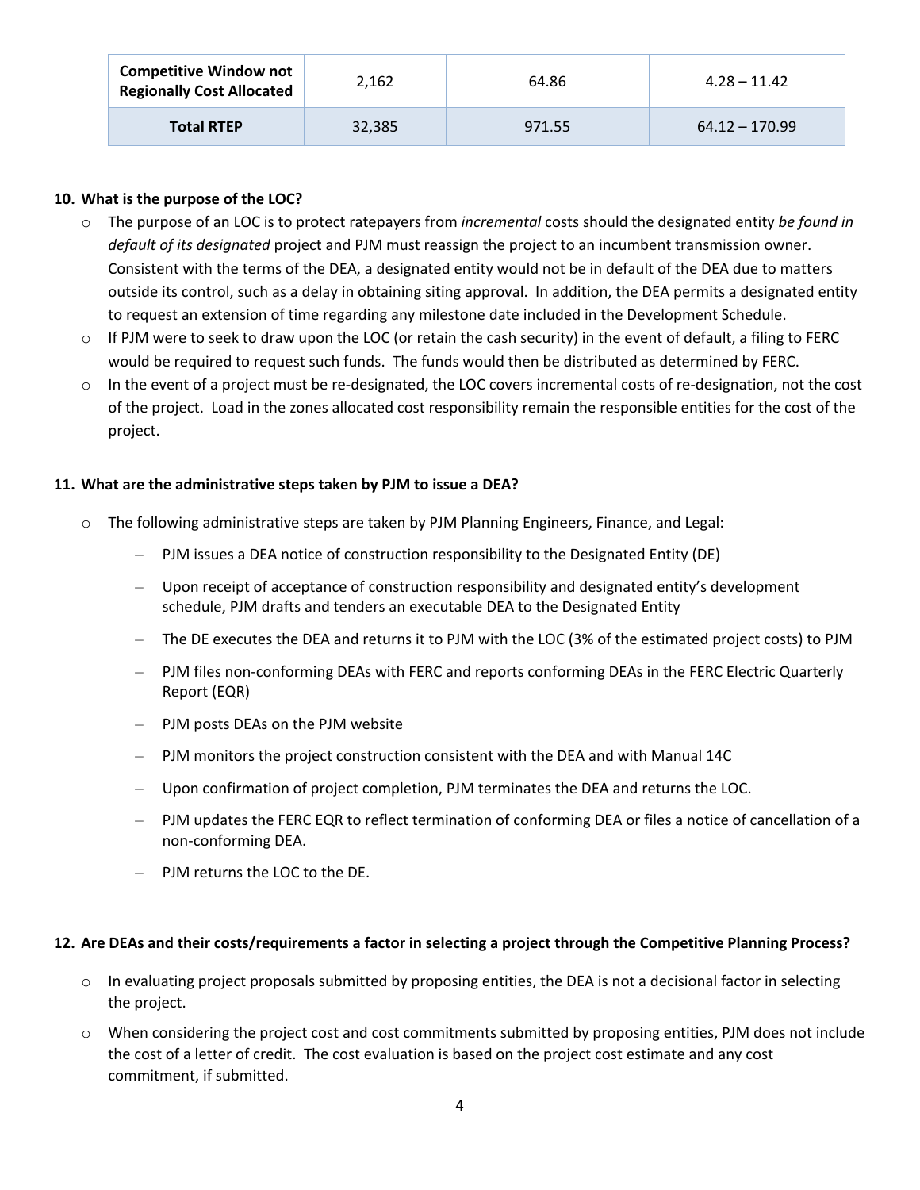| Competitive Window not Regionally Cost Allocated | 2,162 | 64.86 | 4.28 – 11.42 |
|---|---|---|---|
| **Total RTEP** | 32,385 | 971.55 | 64.12 – 170.99 |

**10. What is the purpose of the LOC?**

- The purpose of an LOC is to protect ratepayers from *incremental* costs should the designated entity *be found in default of its designated* project and PJM must reassign the project to an incumbent transmission owner. Consistent with the terms of the DEA, a designated entity would not be in default of the DEA due to matters outside its control, such as a delay in obtaining siting approval. In addition, the DEA permits a designated entity to request an extension of time regarding any milestone date included in the Development Schedule.
- If PJM were to seek to draw upon the LOC (or retain the cash security) in the event of default, a filing to FERC would be required to request such funds. The funds would then be distributed as determined by FERC.
- In the event of a project must be re-designated, the LOC covers incremental costs of re-designation, not the cost of the project. Load in the zones allocated cost responsibility remain the responsible entities for the cost of the project.

**11. What are the administrative steps taken by PJM to issue a DEA?**

- The following administrative steps are taken by PJM Planning Engineers, Finance, and Legal:
  - PJM issues a DEA notice of construction responsibility to the Designated Entity (DE)
  - Upon receipt of acceptance of construction responsibility and designated entity's development schedule, PJM drafts and tenders an executable DEA to the Designated Entity
  - The DE executes the DEA and returns it to PJM with the LOC (3% of the estimated project costs) to PJM
  - PJM files non-conforming DEAs with FERC and reports conforming DEAs in the FERC Electric Quarterly Report (EQR)
  - PJM posts DEAs on the PJM website
  - PJM monitors the project construction consistent with the DEA and with Manual 14C
  - Upon confirmation of project completion, PJM terminates the DEA and returns the LOC.
  - PJM updates the FERC EQR to reflect termination of conforming DEA or files a notice of cancellation of a non-conforming DEA.
  - PJM returns the LOC to the DE.

**12. Are DEAs and their costs/requirements a factor in selecting a project through the Competitive Planning Process?**

- In evaluating project proposals submitted by proposing entities, the DEA is not a decisional factor in selecting the project.
- When considering the project cost and cost commitments submitted by proposing entities, PJM does not include the cost of a letter of credit. The cost evaluation is based on the project cost estimate and any cost commitment, if submitted.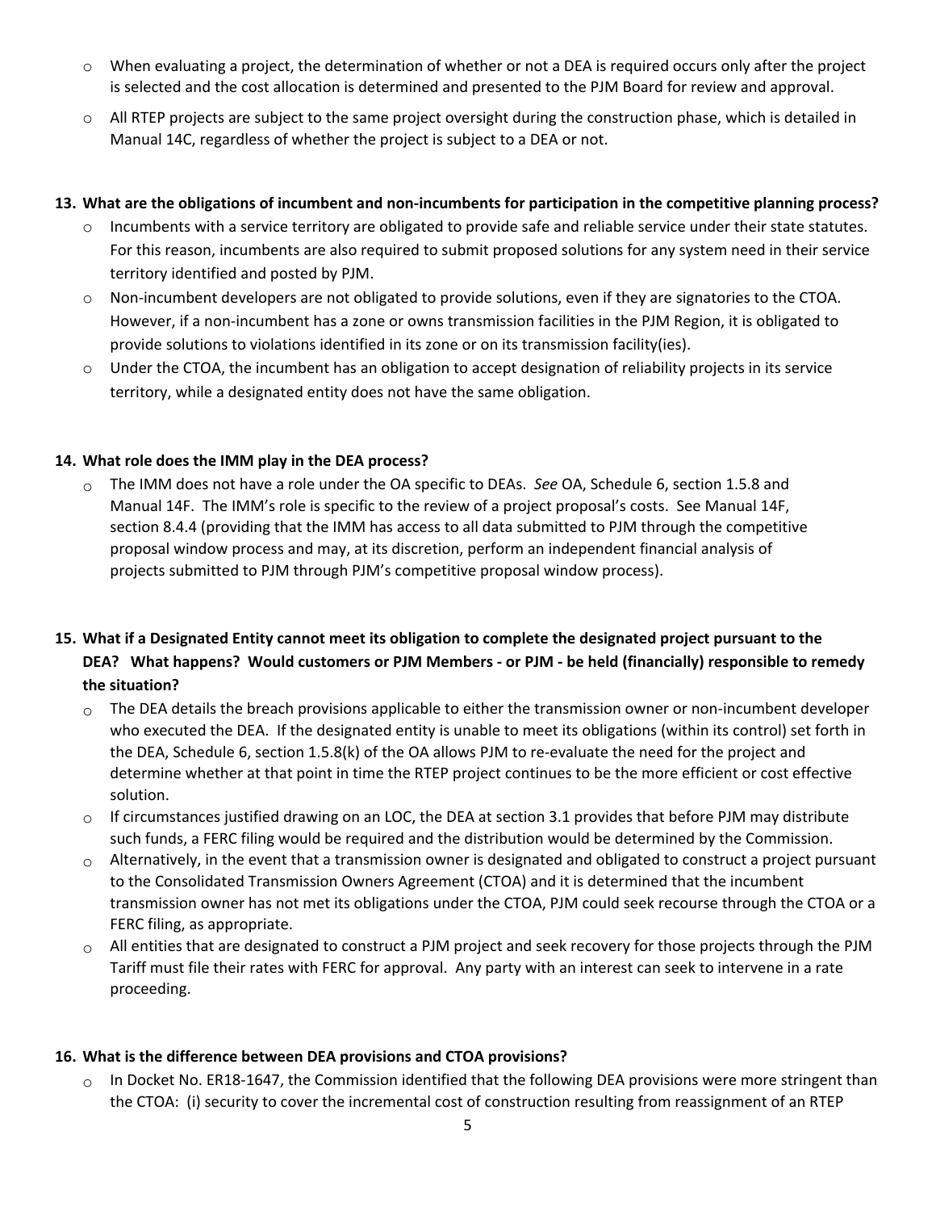- When evaluating a project, the determination of whether or not a DEA is required occurs only after the project is selected and the cost allocation is determined and presented to the PJM Board for review and approval.
- All RTEP projects are subject to the same project oversight during the construction phase, which is detailed in Manual 14C, regardless of whether the project is subject to a DEA or not.

**13. What are the obligations of incumbent and non-incumbents for participation in the competitive planning process?**

- Incumbents with a service territory are obligated to provide safe and reliable service under their state statutes. For this reason, incumbents are also required to submit proposed solutions for any system need in their service territory identified and posted by PJM.
- Non-incumbent developers are not obligated to provide solutions, even if they are signatories to the CTOA. However, if a non-incumbent has a zone or owns transmission facilities in the PJM Region, it is obligated to provide solutions to violations identified in its zone or on its transmission facility(ies).
- Under the CTOA, the incumbent has an obligation to accept designation of reliability projects in its service territory, while a designated entity does not have the same obligation.

**14. What role does the IMM play in the DEA process?**

- The IMM does not have a role under the OA specific to DEAs. *See* OA, Schedule 6, section 1.5.8 and Manual 14F. The IMM's role is specific to the review of a project proposal's costs. See Manual 14F, section 8.4.4 (providing that the IMM has access to all data submitted to PJM through the competitive proposal window process and may, at its discretion, perform an independent financial analysis of projects submitted to PJM through PJM's competitive proposal window process).

**15. What if a Designated Entity cannot meet its obligation to complete the designated project pursuant to the DEA? What happens? Would customers or PJM Members - or PJM - be held (financially) responsible to remedy the situation?**

- The DEA details the breach provisions applicable to either the transmission owner or non-incumbent developer who executed the DEA. If the designated entity is unable to meet its obligations (within its control) set forth in the DEA, Schedule 6, section 1.5.8(k) of the OA allows PJM to re-evaluate the need for the project and determine whether at that point in time the RTEP project continues to be the more efficient or cost effective solution.
- If circumstances justified drawing on an LOC, the DEA at section 3.1 provides that before PJM may distribute such funds, a FERC filing would be required and the distribution would be determined by the Commission.
- Alternatively, in the event that a transmission owner is designated and obligated to construct a project pursuant to the Consolidated Transmission Owners Agreement (CTOA) and it is determined that the incumbent transmission owner has not met its obligations under the CTOA, PJM could seek recourse through the CTOA or a FERC filing, as appropriate.
- All entities that are designated to construct a PJM project and seek recovery for those projects through the PJM Tariff must file their rates with FERC for approval. Any party with an interest can seek to intervene in a rate proceeding.

**16. What is the difference between DEA provisions and CTOA provisions?**

- In Docket No. ER18-1647, the Commission identified that the following DEA provisions were more stringent than the CTOA: (i) security to cover the incremental cost of construction resulting from reassignment of an RTEP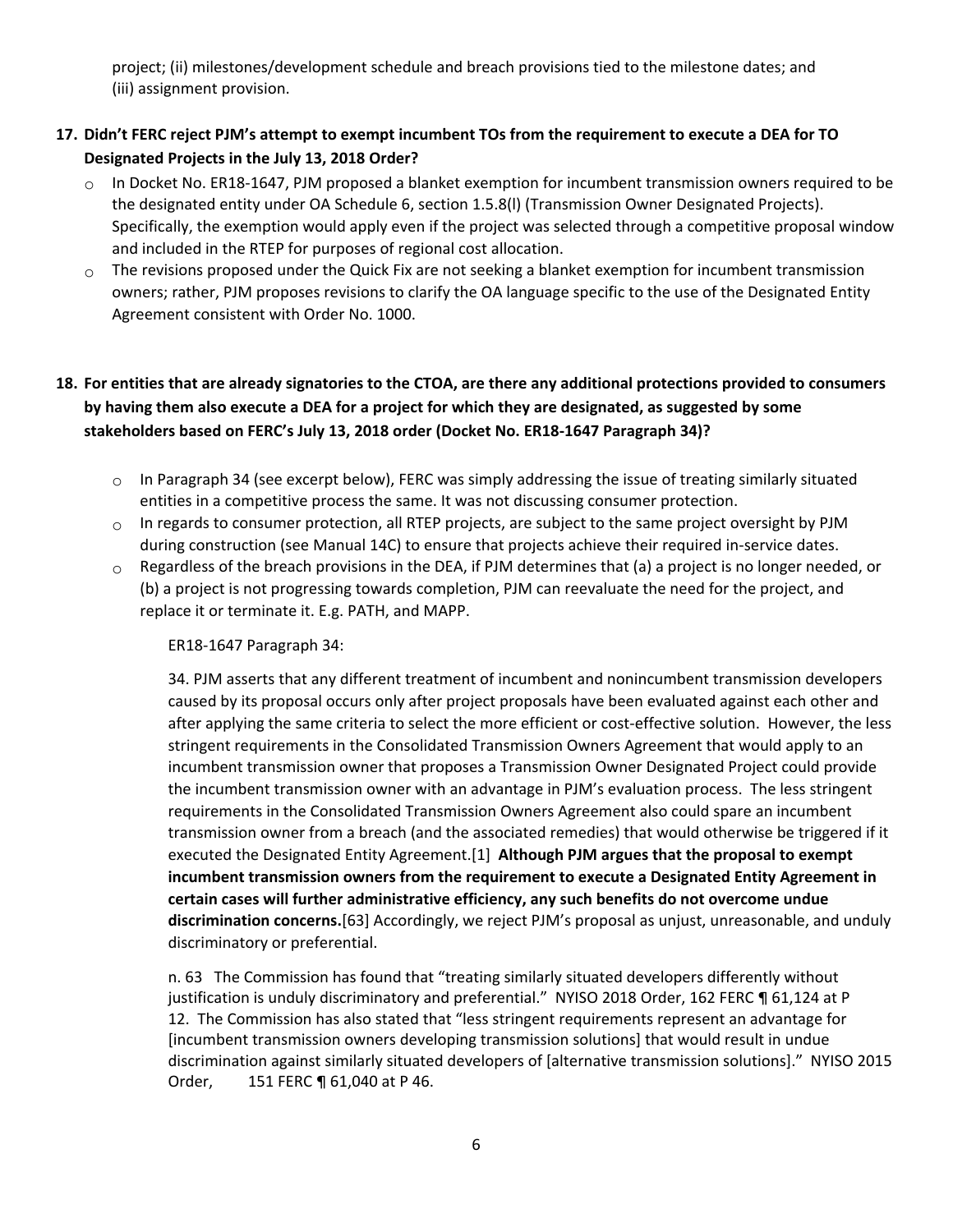project; (ii) milestones/development schedule and breach provisions tied to the milestone dates; and (iii) assignment provision.

**17. Didn't FERC reject PJM's attempt to exempt incumbent TOs from the requirement to execute a DEA for TO Designated Projects in the July 13, 2018 Order?**

- In Docket No. ER18-1647, PJM proposed a blanket exemption for incumbent transmission owners required to be the designated entity under OA Schedule 6, section 1.5.8(l) (Transmission Owner Designated Projects). Specifically, the exemption would apply even if the project was selected through a competitive proposal window and included in the RTEP for purposes of regional cost allocation.
- The revisions proposed under the Quick Fix are not seeking a blanket exemption for incumbent transmission owners; rather, PJM proposes revisions to clarify the OA language specific to the use of the Designated Entity Agreement consistent with Order No. 1000.

**18. For entities that are already signatories to the CTOA, are there any additional protections provided to consumers by having them also execute a DEA for a project for which they are designated, as suggested by some stakeholders based on FERC's July 13, 2018 order (Docket No. ER18-1647 Paragraph 34)?**

- In Paragraph 34 (see excerpt below), FERC was simply addressing the issue of treating similarly situated entities in a competitive process the same. It was not discussing consumer protection.
- In regards to consumer protection, all RTEP projects, are subject to the same project oversight by PJM during construction (see Manual 14C) to ensure that projects achieve their required in-service dates.
- Regardless of the breach provisions in the DEA, if PJM determines that (a) a project is no longer needed, or (b) a project is not progressing towards completion, PJM can reevaluate the need for the project, and replace it or terminate it. E.g. PATH, and MAPP.

ER18-1647 Paragraph 34:

34. PJM asserts that any different treatment of incumbent and nonincumbent transmission developers caused by its proposal occurs only after project proposals have been evaluated against each other and after applying the same criteria to select the more efficient or cost-effective solution. However, the less stringent requirements in the Consolidated Transmission Owners Agreement that would apply to an incumbent transmission owner that proposes a Transmission Owner Designated Project could provide the incumbent transmission owner with an advantage in PJM's evaluation process. The less stringent requirements in the Consolidated Transmission Owners Agreement also could spare an incumbent transmission owner from a breach (and the associated remedies) that would otherwise be triggered if it executed the Designated Entity Agreement.[1] **Although PJM argues that the proposal to exempt incumbent transmission owners from the requirement to execute a Designated Entity Agreement in certain cases will further administrative efficiency, any such benefits do not overcome undue discrimination concerns.**[63] Accordingly, we reject PJM's proposal as unjust, unreasonable, and unduly discriminatory or preferential.

n. 63 The Commission has found that "treating similarly situated developers differently without justification is unduly discriminatory and preferential." NYISO 2018 Order, 162 FERC ¶ 61,124 at P 12. The Commission has also stated that "less stringent requirements represent an advantage for [incumbent transmission owners developing transmission solutions] that would result in undue discrimination against similarly situated developers of [alternative transmission solutions]." NYISO 2015 Order, 151 FERC ¶ 61,040 at P 46.